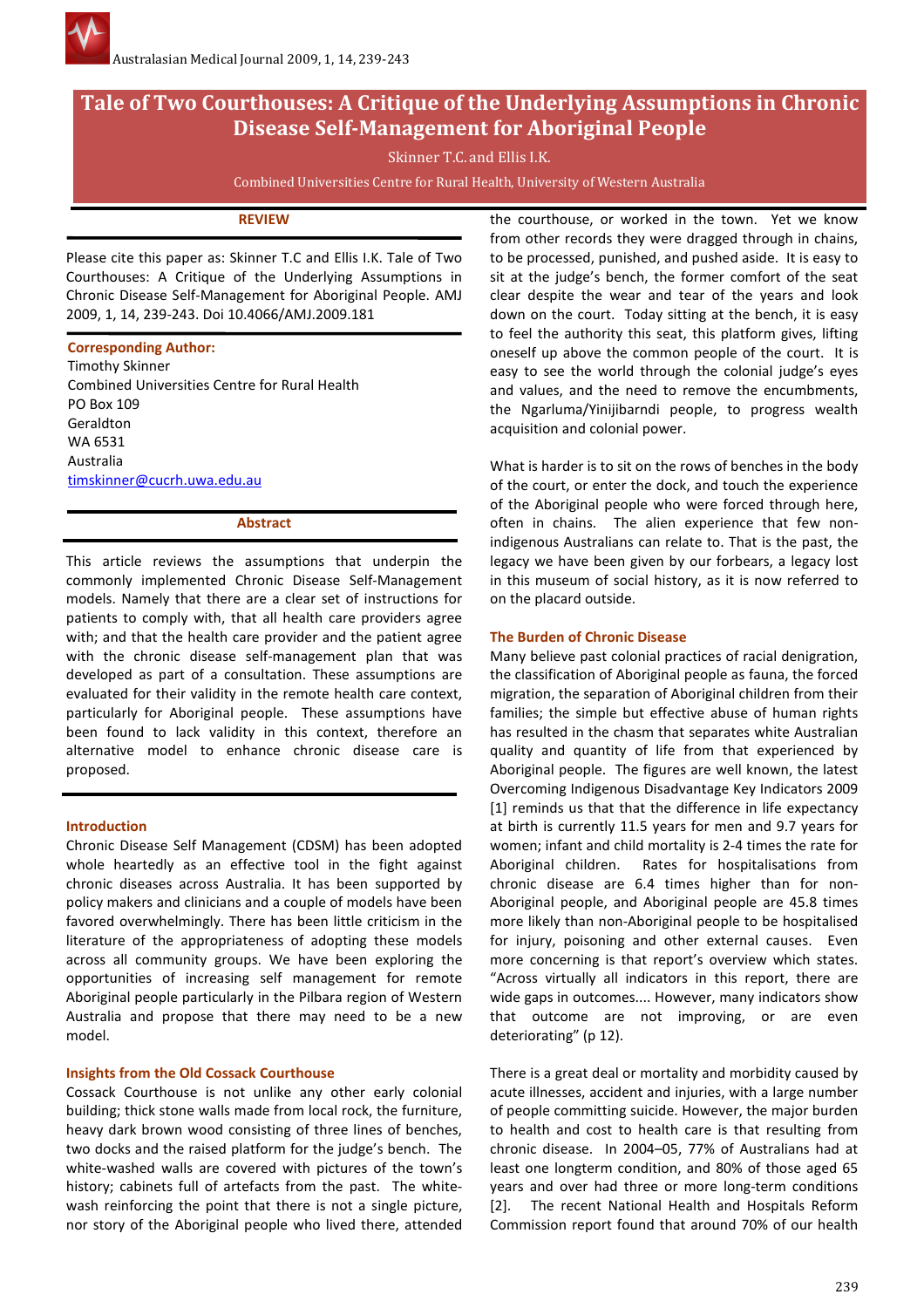# Tale of Two Courthouses: A Critique of the Underlying Assumptions in Chronic Disease Self-Management for Aboriginal People

Skinner T.C. and Ellis I.K.

Combined Universities Centre for Rural Health, University of Western Australia

**REVIEW**

Please cite this paper as: Skinner T.C and Ellis I.K. Tale of Two Courthouses: A Critique of the Underlying Assumptions in Chronic Disease Self-Management for Aboriginal People. AMJ 2009, 1, 14, 239-243. Doi 10.4066/AMJ.2009.181

**Corresponding Author:**
Timothy Skinner
Combined Universities Centre for Rural Health
PO Box 109
Geraldton
WA 6531
Australia
timskinner@cucrh.uwa.edu.au

## Abstract

This article reviews the assumptions that underpin the commonly implemented Chronic Disease Self-Management models. Namely that there are a clear set of instructions for patients to comply with, that all health care providers agree with; and that the health care provider and the patient agree with the chronic disease self-management plan that was developed as part of a consultation. These assumptions are evaluated for their validity in the remote health care context, particularly for Aboriginal people. These assumptions have been found to lack validity in this context, therefore an alternative model to enhance chronic disease care is proposed.

## Introduction

Chronic Disease Self Management (CDSM) has been adopted whole heartedly as an effective tool in the fight against chronic diseases across Australia. It has been supported by policy makers and clinicians and a couple of models have been favored overwhelmingly. There has been little criticism in the literature of the appropriateness of adopting these models across all community groups. We have been exploring the opportunities of increasing self management for remote Aboriginal people particularly in the Pilbara region of Western Australia and propose that there may need to be a new model.

## Insights from the Old Cossack Courthouse

Cossack Courthouse is not unlike any other early colonial building; thick stone walls made from local rock, the furniture, heavy dark brown wood consisting of three lines of benches, two docks and the raised platform for the judge's bench. The white-washed walls are covered with pictures of the town's history; cabinets full of artefacts from the past. The white-wash reinforcing the point that there is not a single picture, nor story of the Aboriginal people who lived there, attended the courthouse, or worked in the town. Yet we know from other records they were dragged through in chains, to be processed, punished, and pushed aside. It is easy to sit at the judge's bench, the former comfort of the seat clear despite the wear and tear of the years and look down on the court. Today sitting at the bench, it is easy to feel the authority this seat, this platform gives, lifting oneself up above the common people of the court. It is easy to see the world through the colonial judge's eyes and values, and the need to remove the encumbments, the Ngarluma/Yinjibarndi people, to progress wealth acquisition and colonial power.

What is harder is to sit on the rows of benches in the body of the court, or enter the dock, and touch the experience of the Aboriginal people who were forced through here, often in chains. The alien experience that few non-indigenous Australians can relate to. That is the past, the legacy we have been given by our forbears, a legacy lost in this museum of social history, as it is now referred to on the placard outside.

## The Burden of Chronic Disease

Many believe past colonial practices of racial denigration, the classification of Aboriginal people as fauna, the forced migration, the separation of Aboriginal children from their families; the simple but effective abuse of human rights has resulted in the chasm that separates white Australian quality and quantity of life from that experienced by Aboriginal people. The figures are well known, the latest Overcoming Indigenous Disadvantage Key Indicators 2009 [1] reminds us that that the difference in life expectancy at birth is currently 11.5 years for men and 9.7 years for women; infant and child mortality is 2-4 times the rate for Aboriginal children. Rates for hospitalisations from chronic disease are 6.4 times higher than for non-Aboriginal people, and Aboriginal people are 45.8 times more likely than non-Aboriginal people to be hospitalised for injury, poisoning and other external causes. Even more concerning is that report's overview which states. "Across virtually all indicators in this report, there are wide gaps in outcomes.... However, many indicators show that outcome are not improving, or are even deteriorating" (p 12).

There is a great deal or mortality and morbidity caused by acute illnesses, accident and injuries, with a large number of people committing suicide. However, the major burden to health and cost to health care is that resulting from chronic disease. In 2004–05, 77% of Australians had at least one longterm condition, and 80% of those aged 65 years and over had three or more long-term conditions [2]. The recent National Health and Hospitals Reform Commission report found that around 70% of our health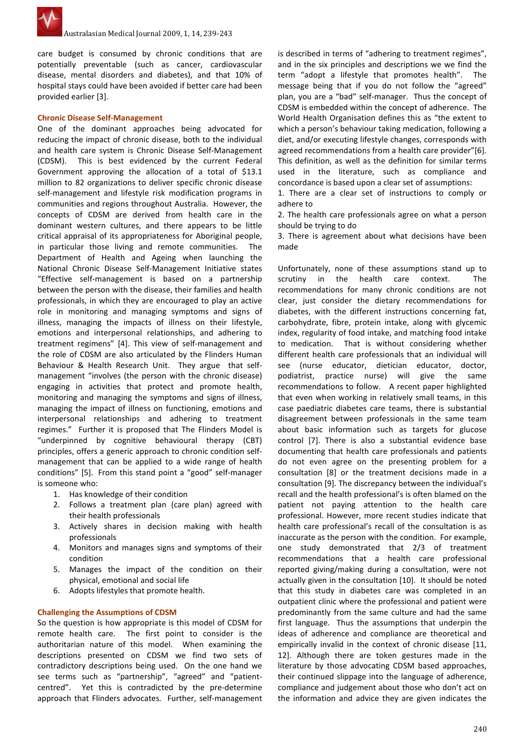care budget is consumed by chronic conditions that are potentially preventable (such as cancer, cardiovascular disease, mental disorders and diabetes), and that 10% of hospital stays could have been avoided if better care had been provided earlier [3].

### Chronic Disease Self-Management

One of the dominant approaches being advocated for reducing the impact of chronic disease, both to the individual and health care system is Chronic Disease Self-Management (CDSM). This is best evidenced by the current Federal Government approving the allocation of a total of $13.1 million to 82 organizations to deliver specific chronic disease self-management and lifestyle risk modification programs in communities and regions throughout Australia. However, the concepts of CDSM are derived from health care in the dominant western cultures, and there appears to be little critical appraisal of its appropriateness for Aboriginal people, in particular those living and remote communities. The Department of Health and Ageing when launching the National Chronic Disease Self-Management Initiative states "Effective self-management is based on a partnership between the person with the disease, their families and health professionals, in which they are encouraged to play an active role in monitoring and managing symptoms and signs of illness, managing the impacts of illness on their lifestyle, emotions and interpersonal relationships, and adhering to treatment regimens" [4]. This view of self-management and the role of CDSM are also articulated by the Flinders Human Behaviour & Health Research Unit. They argue that self-management "involves (the person with the chronic disease) engaging in activities that protect and promote health, monitoring and managing the symptoms and signs of illness, managing the impact of illness on functioning, emotions and interpersonal relationships and adhering to treatment regimes." Further it is proposed that The Flinders Model is "underpinned by cognitive behavioural therapy (CBT) principles, offers a generic approach to chronic condition self-management that can be applied to a wide range of health conditions" [5]. From this stand point a "good" self-manager is someone who:

1. Has knowledge of their condition
2. Follows a treatment plan (care plan) agreed with their health professionals
3. Actively shares in decision making with health professionals
4. Monitors and manages signs and symptoms of their condition
5. Manages the impact of the condition on their physical, emotional and social life
6. Adopts lifestyles that promote health.

### Challenging the Assumptions of CDSM

So the question is how appropriate is this model of CDSM for remote health care. The first point to consider is the authoritarian nature of this model. When examining the descriptions presented on CDSM we find two sets of contradictory descriptions being used. On the one hand we see terms such as "partnership", "agreed" and "patient-centred". Yet this is contradicted by the pre-determine approach that Flinders advocates. Further, self-management is described in terms of "adhering to treatment regimes", and in the six principles and descriptions we we find the term "adopt a lifestyle that promotes health". The message being that if you do not follow the "agreed" plan, you are a "bad" self-manager. Thus the concept of CDSM is embedded within the concept of adherence. The World Health Organisation defines this as "the extent to which a person's behaviour taking medication, following a diet, and/or executing lifestyle changes, corresponds with agreed recommendations from a health care provider"[6]. This definition, as well as the definition for similar terms used in the literature, such as compliance and concordance is based upon a clear set of assumptions:

1. There are a clear set of instructions to comply or adhere to
2. The health care professionals agree on what a person should be trying to do
3. There is agreement about what decisions have been made

Unfortunately, none of these assumptions stand up to scrutiny in the health care context. The recommendations for many chronic conditions are not clear, just consider the dietary recommendations for diabetes, with the different instructions concerning fat, carbohydrate, fibre, protein intake, along with glycemic index, regularity of food intake, and matching food intake to medication. That is without considering whether different health care professionals that an individual will see (nurse educator, dietician educator, doctor, podiatrist, practice nurse) will give the same recommendations to follow. A recent paper highlighted that even when working in relatively small teams, in this case paediatric diabetes care teams, there is substantial disagreement between professionals in the same team about basic information such as targets for glucose control [7]. There is also a substantial evidence base documenting that health care professionals and patients do not even agree on the presenting problem for a consultation [8] or the treatment decisions made in a consultation [9]. The discrepancy between the individual's recall and the health professional's is often blamed on the patient not paying attention to the health care professional. However, more recent studies indicate that health care professional's recall of the consultation is as inaccurate as the person with the condition. For example, one study demonstrated that 2/3 of treatment recommendations that a health care professional reported giving/making during a consultation, were not actually given in the consultation [10]. It should be noted that this study in diabetes care was completed in an outpatient clinic where the professional and patient were predominantly from the same culture and had the same first language. Thus the assumptions that underpin the ideas of adherence and compliance are theoretical and empirically invalid in the context of chronic disease [11, 12]. Although there are token gestures made in the literature by those advocating CDSM based approaches, their continued slippage into the language of adherence, compliance and judgement about those who don't act on the information and advice they are given indicates the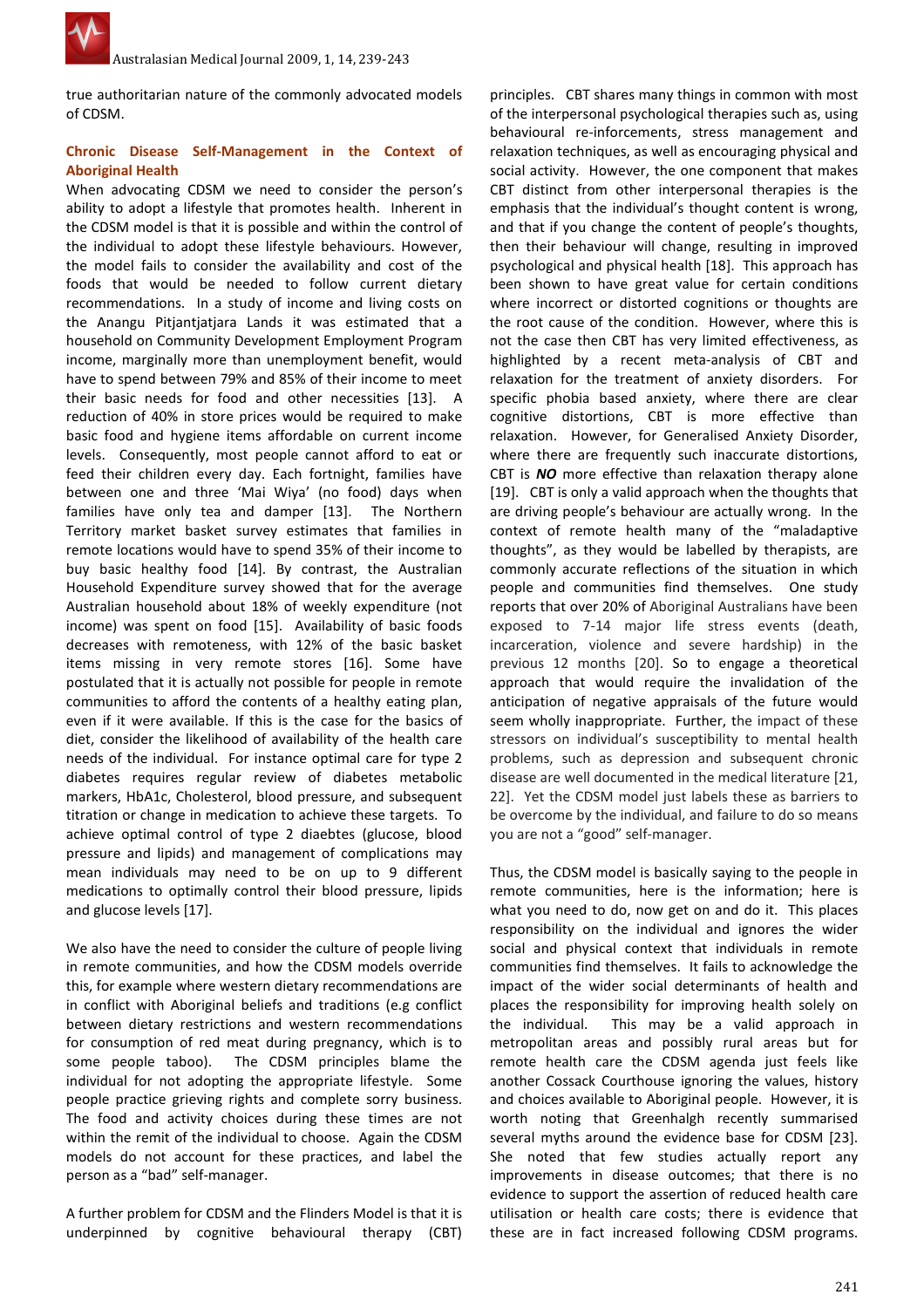true authoritarian nature of the commonly advocated models of CDSM.

### Chronic Disease Self-Management in the Context of Aboriginal Health

When advocating CDSM we need to consider the person's ability to adopt a lifestyle that promotes health. Inherent in the CDSM model is that it is possible and within the control of the individual to adopt these lifestyle behaviours. However, the model fails to consider the availability and cost of the foods that would be needed to follow current dietary recommendations. In a study of income and living costs on the Anangu Pitjantjatjara Lands it was estimated that a household on Community Development Employment Program income, marginally more than unemployment benefit, would have to spend between 79% and 85% of their income to meet their basic needs for food and other necessities [13]. A reduction of 40% in store prices would be required to make basic food and hygiene items affordable on current income levels. Consequently, most people cannot afford to eat or feed their children every day. Each fortnight, families have between one and three 'Mai Wiya' (no food) days when families have only tea and damper [13]. The Northern Territory market basket survey estimates that families in remote locations would have to spend 35% of their income to buy basic healthy food [14]. By contrast, the Australian Household Expenditure survey showed that for the average Australian household about 18% of weekly expenditure (not income) was spent on food [15]. Availability of basic foods decreases with remoteness, with 12% of the basic basket items missing in very remote stores [16]. Some have postulated that it is actually not possible for people in remote communities to afford the contents of a healthy eating plan, even if it were available. If this is the case for the basics of diet, consider the likelihood of availability of the health care needs of the individual. For instance optimal care for type 2 diabetes requires regular review of diabetes metabolic markers, HbA1c, Cholesterol, blood pressure, and subsequent titration or change in medication to achieve these targets. To achieve optimal control of type 2 diaebtes (glucose, blood pressure and lipids) and management of complications may mean individuals may need to be on up to 9 different medications to optimally control their blood pressure, lipids and glucose levels [17].

We also have the need to consider the culture of people living in remote communities, and how the CDSM models override this, for example where western dietary recommendations are in conflict with Aboriginal beliefs and traditions (e.g conflict between dietary restrictions and western recommendations for consumption of red meat during pregnancy, which is to some people taboo). The CDSM principles blame the individual for not adopting the appropriate lifestyle. Some people practice grieving rights and complete sorry business. The food and activity choices during these times are not within the remit of the individual to choose. Again the CDSM models do not account for these practices, and label the person as a "bad" self-manager.

A further problem for CDSM and the Flinders Model is that it is underpinned by cognitive behavioural therapy (CBT) principles. CBT shares many things in common with most of the interpersonal psychological therapies such as, using behavioural re-inforcements, stress management and relaxation techniques, as well as encouraging physical and social activity. However, the one component that makes CBT distinct from other interpersonal therapies is the emphasis that the individual's thought content is wrong, and that if you change the content of people's thoughts, then their behaviour will change, resulting in improved psychological and physical health [18]. This approach has been shown to have great value for certain conditions where incorrect or distorted cognitions or thoughts are the root cause of the condition. However, where this is not the case then CBT has very limited effectiveness, as highlighted by a recent meta-analysis of CBT and relaxation for the treatment of anxiety disorders. For specific phobia based anxiety, where there are clear cognitive distortions, CBT is more effective than relaxation. However, for Generalised Anxiety Disorder, where there are frequently such inaccurate distortions, CBT is ***NO*** more effective than relaxation therapy alone [19]. CBT is only a valid approach when the thoughts that are driving people's behaviour are actually wrong. In the context of remote health many of the "maladaptive thoughts", as they would be labelled by therapists, are commonly accurate reflections of the situation in which people and communities find themselves. One study reports that over 20% of Aboriginal Australians have been exposed to 7-14 major life stress events (death, incarceration, violence and severe hardship) in the previous 12 months [20]. So to engage a theoretical approach that would require the invalidation of the anticipation of negative appraisals of the future would seem wholly inappropriate. Further, the impact of these stressors on individual's susceptibility to mental health problems, such as depression and subsequent chronic disease are well documented in the medical literature [21, 22]. Yet the CDSM model just labels these as barriers to be overcome by the individual, and failure to do so means you are not a "good" self-manager.

Thus, the CDSM model is basically saying to the people in remote communities, here is the information; here is what you need to do, now get on and do it. This places responsibility on the individual and ignores the wider social and physical context that individuals in remote communities find themselves. It fails to acknowledge the impact of the wider social determinants of health and places the responsibility for improving health solely on the individual. This may be a valid approach in metropolitan areas and possibly rural areas but for remote health care the CDSM agenda just feels like another Cossack Courthouse ignoring the values, history and choices available to Aboriginal people. However, it is worth noting that Greenhalgh recently summarised several myths around the evidence base for CDSM [23]. She noted that few studies actually report any improvements in disease outcomes; that there is no evidence to support the assertion of reduced health care utilisation or health care costs; there is evidence that these are in fact increased following CDSM programs.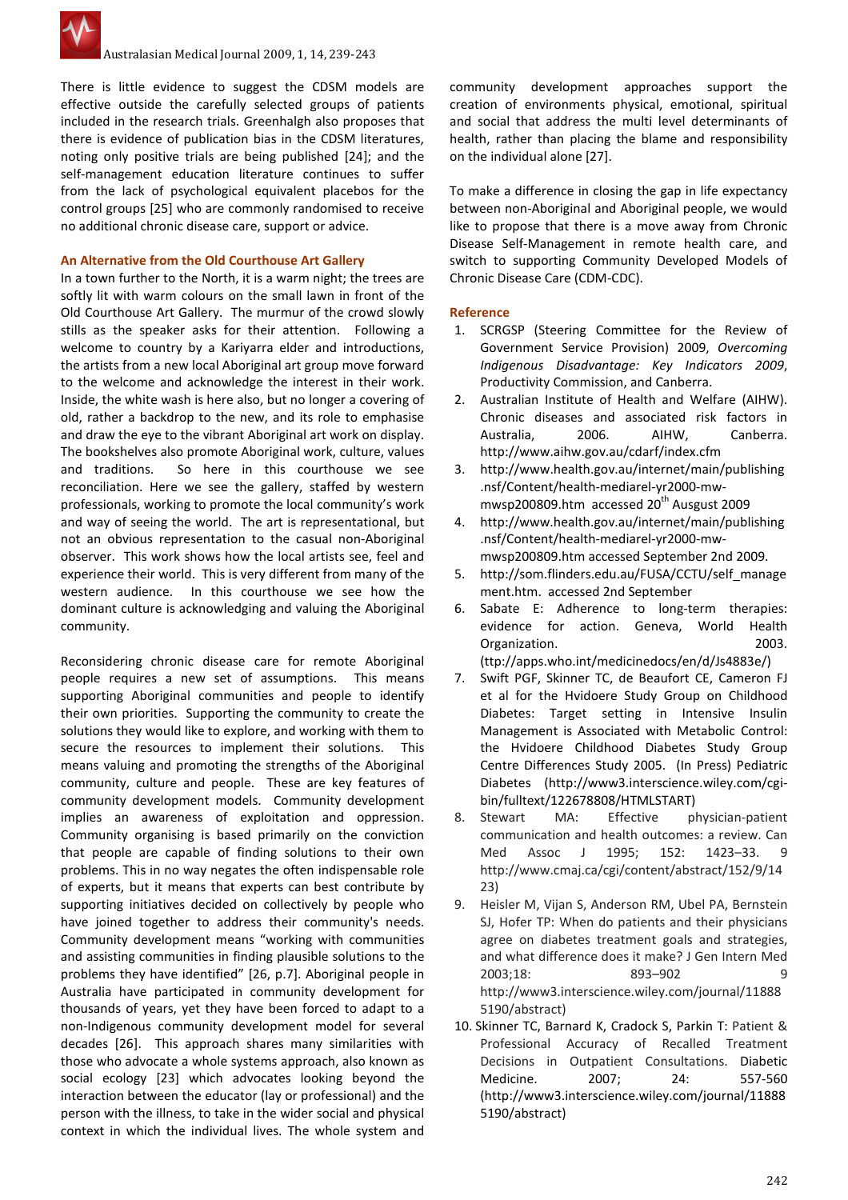There is little evidence to suggest the CDSM models are effective outside the carefully selected groups of patients included in the research trials. Greenhalgh also proposes that there is evidence of publication bias in the CDSM literatures, noting only positive trials are being published [24]; and the self-management education literature continues to suffer from the lack of psychological equivalent placebos for the control groups [25] who are commonly randomised to receive no additional chronic disease care, support or advice.

### An Alternative from the Old Courthouse Art Gallery

In a town further to the North, it is a warm night; the trees are softly lit with warm colours on the small lawn in front of the Old Courthouse Art Gallery. The murmur of the crowd slowly stills as the speaker asks for their attention. Following a welcome to country by a Kariyarra elder and introductions, the artists from a new local Aboriginal art group move forward to the welcome and acknowledge the interest in their work. Inside, the white wash is here also, but no longer a covering of old, rather a backdrop to the new, and its role to emphasise and draw the eye to the vibrant Aboriginal art work on display. The bookshelves also promote Aboriginal work, culture, values and traditions. So here in this courthouse we see reconciliation. Here we see the gallery, staffed by western professionals, working to promote the local community's work and way of seeing the world. The art is representational, but not an obvious representation to the casual non-Aboriginal observer. This work shows how the local artists see, feel and experience their world. This is very different from many of the western audience. In this courthouse we see how the dominant culture is acknowledging and valuing the Aboriginal community.

Reconsidering chronic disease care for remote Aboriginal people requires a new set of assumptions. This means supporting Aboriginal communities and people to identify their own priorities. Supporting the community to create the solutions they would like to explore, and working with them to secure the resources to implement their solutions. This means valuing and promoting the strengths of the Aboriginal community, culture and people. These are key features of community development models. Community development implies an awareness of exploitation and oppression. Community organising is based primarily on the conviction that people are capable of finding solutions to their own problems. This in no way negates the often indispensable role of experts, but it means that experts can best contribute by supporting initiatives decided on collectively by people who have joined together to address their community's needs. Community development means "working with communities and assisting communities in finding plausible solutions to the problems they have identified" [26, p.7]. Aboriginal people in Australia have participated in community development for thousands of years, yet they have been forced to adapt to a non-Indigenous community development model for several decades [26]. This approach shares many similarities with those who advocate a whole systems approach, also known as social ecology [23] which advocates looking beyond the interaction between the educator (lay or professional) and the person with the illness, to take in the wider social and physical context in which the individual lives. The whole system and community development approaches support the creation of environments physical, emotional, spiritual and social that address the multi level determinants of health, rather than placing the blame and responsibility on the individual alone [27].

To make a difference in closing the gap in life expectancy between non-Aboriginal and Aboriginal people, we would like to propose that there is a move away from Chronic Disease Self-Management in remote health care, and switch to supporting Community Developed Models of Chronic Disease Care (CDM-CDC).

### Reference

1. SCRGSP (Steering Committee for the Review of Government Service Provision) 2009, *Overcoming Indigenous Disadvantage: Key Indicators 2009*, Productivity Commission, and Canberra.
2. Australian Institute of Health and Welfare (AIHW). Chronic diseases and associated risk factors in Australia, 2006. AIHW, Canberra. http://www.aihw.gov.au/cdarf/index.cfm
3. http://www.health.gov.au/internet/main/publishing.nsf/Content/health-mediarel-yr2000-mw-mwsp200809.htm accessed 20th Ausgust 2009
4. http://www.health.gov.au/internet/main/publishing.nsf/Content/health-mediarel-yr2000-mw-mwsp200809.htm accessed September 2nd 2009.
5. http://som.flinders.edu.au/FUSA/CCTU/self_management.htm. accessed 2nd September
6. Sabate E: Adherence to long-term therapies: evidence for action. Geneva, World Health Organization. 2003. (ttp://apps.who.int/medicinedocs/en/d/Js4883e/)
7. Swift PGF, Skinner TC, de Beaufort CE, Cameron FJ et al for the Hvidoere Study Group on Childhood Diabetes: Target setting in Intensive Insulin Management is Associated with Metabolic Control: the Hvidoere Childhood Diabetes Study Group Centre Differences Study 2005. (In Press) Pediatric Diabetes (http://www3.interscience.wiley.com/cgi-bin/fulltext/122678808/HTMLSTART)
8. Stewart MA: Effective physician-patient communication and health outcomes: a review. Can Med Assoc J 1995; 152: 1423–33. 9 http://www.cmaj.ca/cgi/content/abstract/152/9/1423)
9. Heisler M, Vijan S, Anderson RM, Ubel PA, Bernstein SJ, Hofer TP: When do patients and their physicians agree on diabetes treatment goals and strategies, and what difference does it make? J Gen Intern Med 2003;18: 893–902 9 http://www3.interscience.wiley.com/journal/118885190/abstract)
10. Skinner TC, Barnard K, Cradock S, Parkin T: Patient & Professional Accuracy of Recalled Treatment Decisions in Outpatient Consultations. Diabetic Medicine. 2007; 24: 557-560 (http://www3.interscience.wiley.com/journal/118885190/abstract)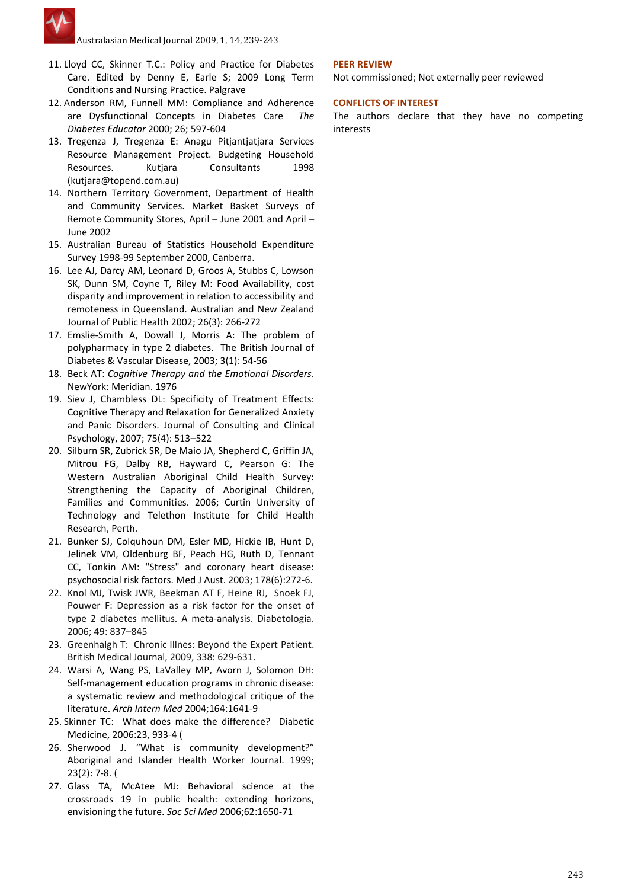11. Lloyd CC, Skinner T.C.: Policy and Practice for Diabetes Care. Edited by Denny E, Earle S; 2009 Long Term Conditions and Nursing Practice. Palgrave
12. Anderson RM, Funnell MM: Compliance and Adherence are Dysfunctional Concepts in Diabetes Care *The Diabetes Educator* 2000; 26; 597-604
13. Tregenza J, Tregenza E: Anagu Pitjantjatjara Services Resource Management Project. Budgeting Household Resources. Kutjara Consultants 1998 (kutjara@topend.com.au)
14. Northern Territory Government, Department of Health and Community Services. Market Basket Surveys of Remote Community Stores, April – June 2001 and April – June 2002
15. Australian Bureau of Statistics Household Expenditure Survey 1998-99 September 2000, Canberra.
16. Lee AJ, Darcy AM, Leonard D, Groos A, Stubbs C, Lowson SK, Dunn SM, Coyne T, Riley M: Food Availability, cost disparity and improvement in relation to accessibility and remoteness in Queensland. Australian and New Zealand Journal of Public Health 2002; 26(3): 266-272
17. Emslie-Smith A, Dowall J, Morris A: The problem of polypharmacy in type 2 diabetes. The British Journal of Diabetes & Vascular Disease, 2003; 3(1): 54-56
18. Beck AT: *Cognitive Therapy and the Emotional Disorders*. NewYork: Meridian. 1976
19. Siev J, Chambless DL: Specificity of Treatment Effects: Cognitive Therapy and Relaxation for Generalized Anxiety and Panic Disorders. Journal of Consulting and Clinical Psychology, 2007; 75(4): 513–522
20. Silburn SR, Zubrick SR, De Maio JA, Shepherd C, Griffin JA, Mitrou FG, Dalby RB, Hayward C, Pearson G: The Western Australian Aboriginal Child Health Survey: Strengthening the Capacity of Aboriginal Children, Families and Communities. 2006; Curtin University of Technology and Telethon Institute for Child Health Research, Perth.
21. Bunker SJ, Colquhoun DM, Esler MD, Hickie IB, Hunt D, Jelinek VM, Oldenburg BF, Peach HG, Ruth D, Tennant CC, Tonkin AM: "Stress" and coronary heart disease: psychosocial risk factors. Med J Aust. 2003; 178(6):272-6.
22. Knol MJ, Twisk JWR, Beekman AT F, Heine RJ, Snoek FJ, Pouwer F: Depression as a risk factor for the onset of type 2 diabetes mellitus. A meta-analysis. Diabetologia. 2006; 49: 837–845
23. Greenhalgh T: Chronic Illnes: Beyond the Expert Patient. British Medical Journal, 2009, 338: 629-631.
24. Warsi A, Wang PS, LaValley MP, Avorn J, Solomon DH: Self-management education programs in chronic disease: a systematic review and methodological critique of the literature. *Arch Intern Med* 2004;164:1641-9
25. Skinner TC: What does make the difference? Diabetic Medicine, 2006:23, 933-4 (
26. Sherwood J. "What is community development?" Aboriginal and Islander Health Worker Journal. 1999; 23(2): 7-8. (
27. Glass TA, McAtee MJ: Behavioral science at the crossroads 19 in public health: extending horizons, envisioning the future. *Soc Sci Med* 2006;62:1650-71

**PEER REVIEW**

Not commissioned; Not externally peer reviewed

**CONFLICTS OF INTEREST**

The authors declare that they have no competing interests